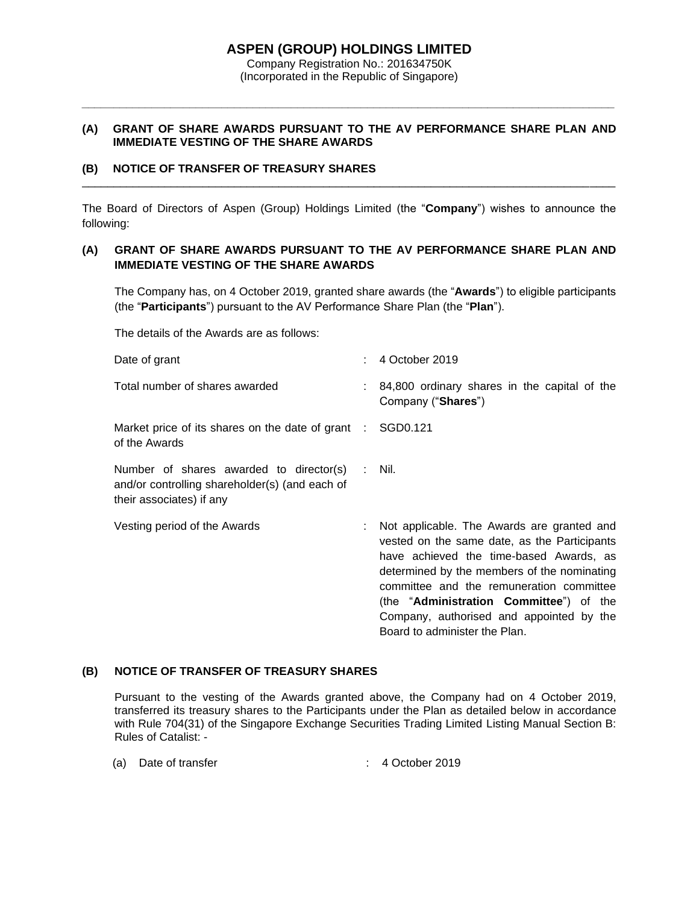# ASPEN (GROUP) HOLDINGS LIMITED

Company Registration No.: 201634750K
(Incorporated in the Republic of Singapore)

---

**(A) GRANT OF SHARE AWARDS PURSUANT TO THE AV PERFORMANCE SHARE PLAN AND IMMEDIATE VESTING OF THE SHARE AWARDS**

**(B) NOTICE OF TRANSFER OF TREASURY SHARES**

---

The Board of Directors of Aspen (Group) Holdings Limited (the "**Company**") wishes to announce the following:

## (A) GRANT OF SHARE AWARDS PURSUANT TO THE AV PERFORMANCE SHARE PLAN AND IMMEDIATE VESTING OF THE SHARE AWARDS

The Company has, on 4 October 2019, granted share awards (the "**Awards**") to eligible participants (the "**Participants**") pursuant to the AV Performance Share Plan (the "**Plan**").

The details of the Awards are as follows:

| | | |
|---|---|---|
| Date of grant | : | 4 October 2019 |
| Total number of shares awarded | : | 84,800 ordinary shares in the capital of the Company ("**Shares**") |
| Market price of its shares on the date of grant of the Awards | : | SGD0.121 |
| Number of shares awarded to director(s) and/or controlling shareholder(s) (and each of their associates) if any | : | Nil. |
| Vesting period of the Awards | : | Not applicable. The Awards are granted and vested on the same date, as the Participants have achieved the time-based Awards, as determined by the members of the nominating committee and the remuneration committee (the "**Administration Committee**") of the Company, authorised and appointed by the Board to administer the Plan. |

## (B) NOTICE OF TRANSFER OF TREASURY SHARES

Pursuant to the vesting of the Awards granted above, the Company had on 4 October 2019, transferred its treasury shares to the Participants under the Plan as detailed below in accordance with Rule 704(31) of the Singapore Exchange Securities Trading Limited Listing Manual Section B: Rules of Catalist: -

| | | |
|---|---|---|
| (a) Date of transfer | : | 4 October 2019 |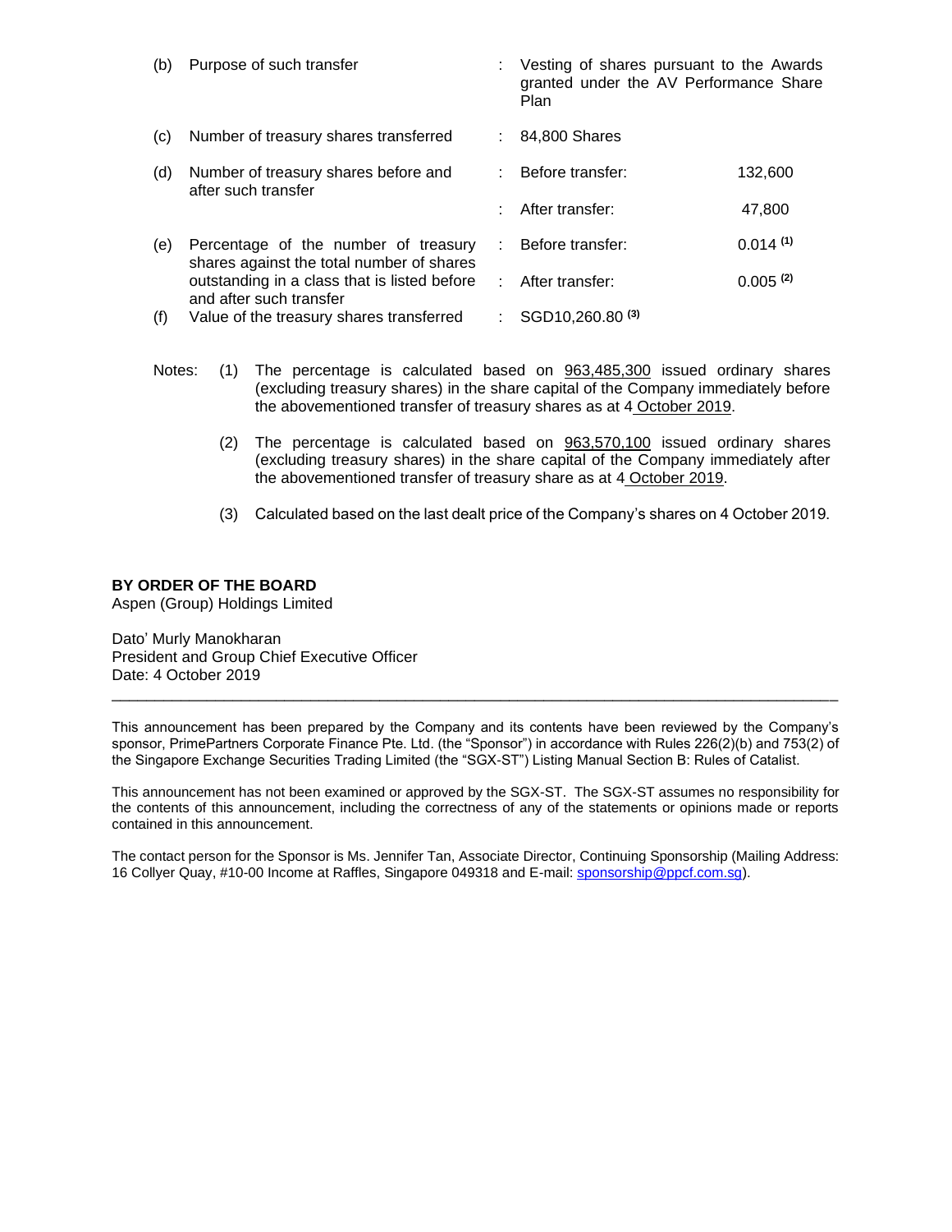| | | | | |
|---|---|---|---|---|
| (b) | Purpose of such transfer | : | Vesting of shares pursuant to the Awards granted under the AV Performance Share Plan | |
| (c) | Number of treasury shares transferred | : | 84,800 Shares | |
| (d) | Number of treasury shares before and after such transfer | : | Before transfer: | 132,600 |
| | | : | After transfer: | 47,800 |
| (e) | Percentage of the number of treasury shares against the total number of shares outstanding in a class that is listed before and after such transfer | : | Before transfer: | 0.014 [(1)] |
| | | : | After transfer: | 0.005 [(2)] |
| (f) | Value of the treasury shares transferred | : | SGD10,260.80 [(3)] | |

Notes:

(1) The percentage is calculated based on 963,485,300 issued ordinary shares (excluding treasury shares) in the share capital of the Company immediately before the abovementioned transfer of treasury shares as at 4 October 2019.

(2) The percentage is calculated based on 963,570,100 issued ordinary shares (excluding treasury shares) in the share capital of the Company immediately after the abovementioned transfer of treasury share as at 4 October 2019.

(3) Calculated based on the last dealt price of the Company's shares on 4 October 2019.

**BY ORDER OF THE BOARD**
Aspen (Group) Holdings Limited

Dato' Murly Manokharan
President and Group Chief Executive Officer
Date: 4 October 2019

---

This announcement has been prepared by the Company and its contents have been reviewed by the Company's sponsor, PrimePartners Corporate Finance Pte. Ltd. (the "Sponsor") in accordance with Rules 226(2)(b) and 753(2) of the Singapore Exchange Securities Trading Limited (the "SGX-ST") Listing Manual Section B: Rules of Catalist.

This announcement has not been examined or approved by the SGX-ST. The SGX-ST assumes no responsibility for the contents of this announcement, including the correctness of any of the statements or opinions made or reports contained in this announcement.

The contact person for the Sponsor is Ms. Jennifer Tan, Associate Director, Continuing Sponsorship (Mailing Address: 16 Collyer Quay, #10-00 Income at Raffles, Singapore 049318 and E-mail: sponsorship@ppcf.com.sg).